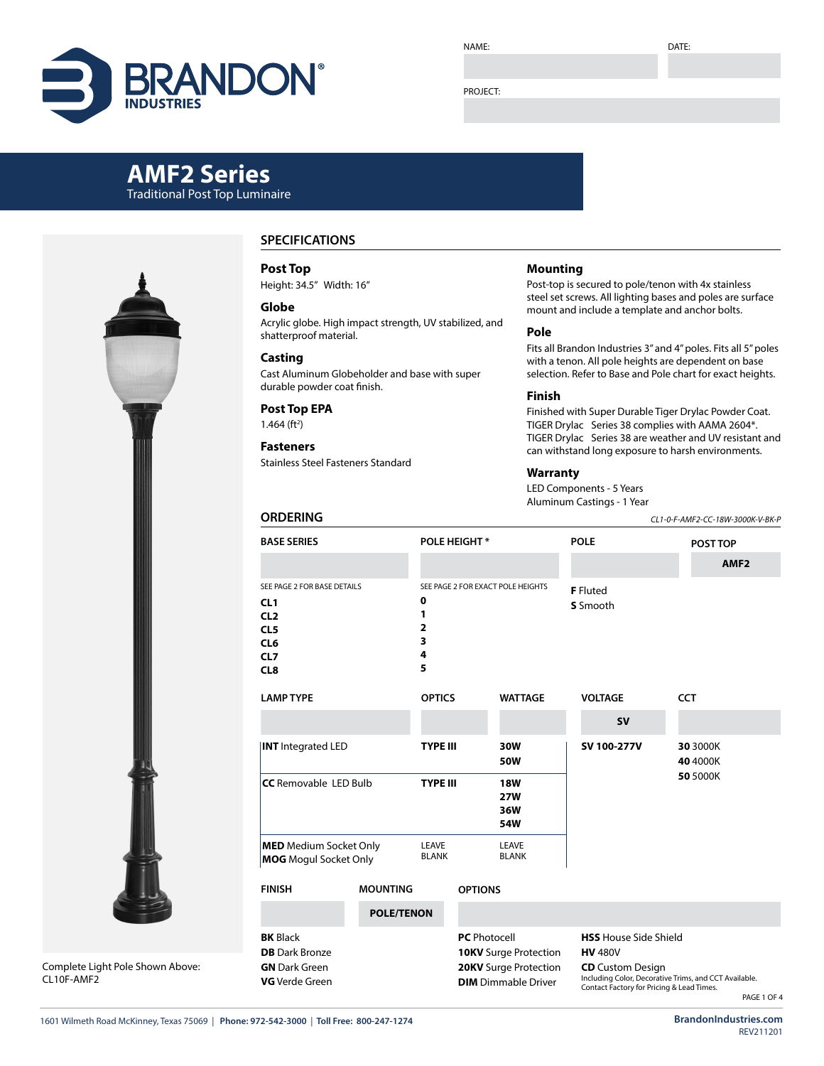NAME: DATE:

PROJECT:

# AMF2 Series

Traditional Post Top Luminaire

Complete Light Pole Shown Above: CL10F-AMF2

## SPECIFICATIONS

### Post Top
Height: 34.5" Width: 16"

### Globe
Acrylic globe. High impact strength, UV stabilized, and shatterproof material.

### Casting
Cast Aluminum Globeholder and base with super durable powder coat finish.

### Post Top EPA
1.464 (ft$^2$)

### Fasteners
Stainless Steel Fasteners Standard

### Mounting
Post-top is secured to pole/tenon with 4x stainless steel set screws. All lighting bases and poles are surface mount and include a template and anchor bolts.

### Pole
Fits all Brandon Industries 3" and 4" poles. Fits all 5" poles with a tenon. All pole heights are dependent on base selection. Refer to Base and Pole chart for exact heights.

### Finish
Finished with Super Durable Tiger Drylac Powder Coat. TIGER Drylac Series 38 complies with AAMA 2604*. TIGER Drylac Series 38 are weather and UV resistant and can withstand long exposure to harsh environments.

### Warranty
LED Components - 5 Years
Aluminum Castings - 1 Year

## ORDERING

*CL1-0-F-AMF2-CC-18W-3000K-V-BK-P*

| BASE SERIES | POLE HEIGHT * | POLE | POST TOP |
|---|---|---|---|
| | | | AMF2 |
| SEE PAGE 2 FOR BASE DETAILS | SEE PAGE 2 FOR EXACT POLE HEIGHTS | **F** Fluted | |
| **CL1** | **0** | **S** Smooth | |
| **CL2** | **1** | | |
| **CL5** | **2** | | |
| **CL6** | **3** | | |
| **CL7** | **4** | | |
| **CL8** | **5** | | |

| LAMP TYPE | OPTICS | WATTAGE | VOLTAGE | CCT |
|---|---|---|---|---|
| | | | SV | |
| **INT** Integrated LED | **TYPE III** | **30W**, **50W** | **SV 100-277V** | **30** 3000K, **40** 4000K, **50** 5000K |
| **CC** Removable LED Bulb | **TYPE III** | **18W**, **27W**, **36W**, **54W** | | |
| **MED** Medium Socket Only, **MOG** Mogul Socket Only | LEAVE BLANK | LEAVE BLANK | | |

| FINISH | MOUNTING | OPTIONS | |
|---|---|---|---|
| | POLE/TENON | | |
| **BK** Black | | **PC** Photocell | **HSS** House Side Shield |
| **DB** Dark Bronze | | **10KV** Surge Protection | **HV** 480V |
| **GN** Dark Green | | **20KV** Surge Protection | **CD** Custom Design |
| **VG** Verde Green | | **DIM** Dimmable Driver | Including Color, Decorative Trims, and CCT Available. Contact Factory for Pricing & Lead Times. |

1601 Wilmeth Road McKinney, Texas 75069 | **Phone: 972-542-3000** | **Toll Free: 800-247-1274**

**BrandonIndustries.com**
REV211201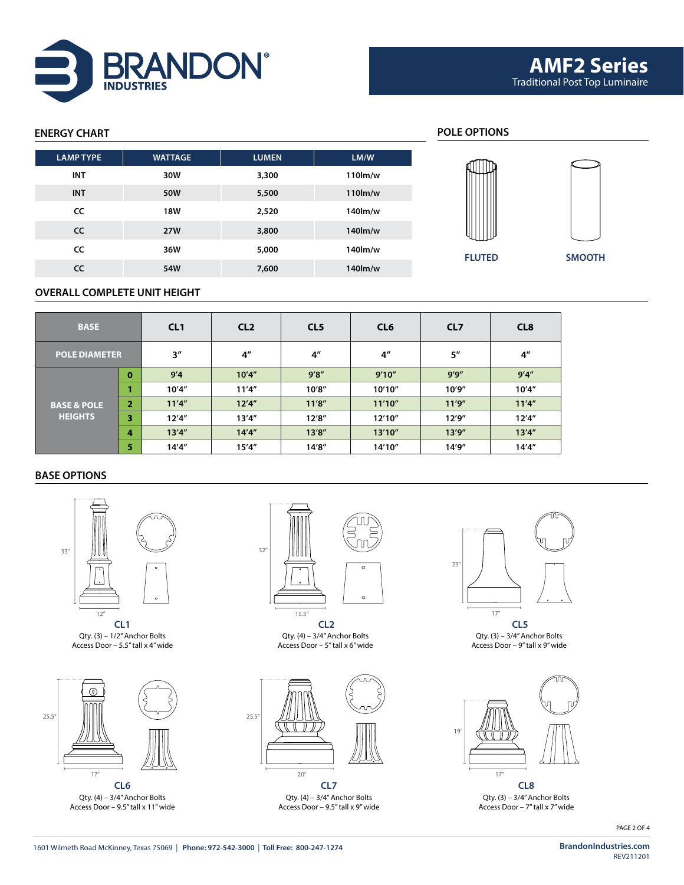# AMF2 Series

Traditional Post Top Luminaire

## ENERGY CHART

| LAMP TYPE | WATTAGE | LUMEN | LM/W |
|---|---|---|---|
| INT | 30W | 3,300 | 110lm/w |
| INT | 50W | 5,500 | 110lm/w |
| CC | 18W | 2,520 | 140lm/w |
| CC | 27W | 3,800 | 140lm/w |
| CC | 36W | 5,000 | 140lm/w |
| CC | 54W | 7,600 | 140lm/w |

## POLE OPTIONS

FLUTED

SMOOTH

## OVERALL COMPLETE UNIT HEIGHT

| BASE | | CL1 | CL2 | CL5 | CL6 | CL7 | CL8 |
|---|---|---|---|---|---|---|---|
| POLE DIAMETER | | 3″ | 4″ | 4″ | 4″ | 5″ | 4″ |
| BASE & POLE HEIGHTS | 0 | 9'4 | 10'4″ | 9'8″ | 9'10″ | 9'9″ | 9'4″ |
| | 1 | 10'4″ | 11'4″ | 10'8″ | 10'10″ | 10'9″ | 10'4″ |
| | 2 | 11'4″ | 12'4″ | 11'8″ | 11'10″ | 11'9″ | 11'4″ |
| | 3 | 12'4″ | 13'4″ | 12'8″ | 12'10″ | 12'9″ | 12'4″ |
| | 4 | 13'4″ | 14'4″ | 13'8″ | 13'10″ | 13'9″ | 13'4″ |
| | 5 | 14'4″ | 15'4″ | 14'8″ | 14'10″ | 14'9″ | 14'4″ |

## BASE OPTIONS

33″ / 12″

**CL1**
Qty. (3) – 1/2″ Anchor Bolts
Access Door – 5.5″ tall x 4″ wide

32″ / 15.5″

**CL2**
Qty. (4) – 3/4″ Anchor Bolts
Access Door – 5″ tall x 6″ wide

23″ / 17″

**CL5**
Qty. (3) – 3/4″ Anchor Bolts
Access Door – 9″ tall x 9″ wide

25.5″ / 17″

**CL6**
Qty. (4) – 3/4″ Anchor Bolts
Access Door – 9.5″ tall x 11″ wide

25.5″ / 20″

**CL7**
Qty. (4) – 3/4″ Anchor Bolts
Access Door – 9.5″ tall x 9″ wide

19″ / 17″

**CL8**
Qty. (3) – 3/4″ Anchor Bolts
Access Door – 7″ tall x 7″ wide

1601 Wilmeth Road McKinney, Texas 75069 | **Phone: 972-542-3000** | **Toll Free: 800-247-1274**

**BrandonIndustries.com**
REV211201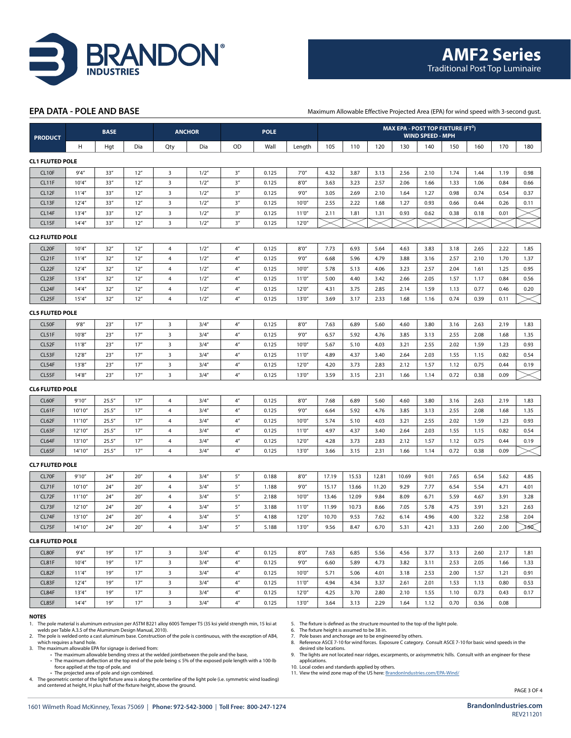# AMF2 Series

Traditional Post Top Luminaire

## EPA DATA - POLE AND BASE

Maximum Allowable Effective Projected Area (EPA) for wind speed with 3-second gust.

| PRODUCT | BASE | | | ANCHOR | | POLE | | | MAX EPA - POST TOP FIXTURE (FT²) WIND SPEED - MPH | | | | | | | | |
|---|---|---|---|---|---|---|---|---|---|---|---|---|---|---|---|---|---|
| | H | Hgt | Dia | Qty | Dia | OD | Wall | Length | 105 | 110 | 120 | 130 | 140 | 150 | 160 | 170 | 180 |
| **CL1 FLUTED POLE** | | | | | | | | | | | | | | | | | |
| CL10F | 9'4" | 33" | 12" | 3 | 1/2" | 3" | 0.125 | 7'0" | 4.32 | 3.87 | 3.13 | 2.56 | 2.10 | 1.74 | 1.44 | 1.19 | 0.98 |
| CL11F | 10'4" | 33" | 12" | 3 | 1/2" | 3" | 0.125 | 8'0" | 3.63 | 3.23 | 2.57 | 2.06 | 1.66 | 1.33 | 1.06 | 0.84 | 0.66 |
| CL12F | 11'4" | 33" | 12" | 3 | 1/2" | 3" | 0.125 | 9'0" | 3.05 | 2.69 | 2.10 | 1.64 | 1.27 | 0.98 | 0.74 | 0.54 | 0.37 |
| CL13F | 12'4" | 33" | 12" | 3 | 1/2" | 3" | 0.125 | 10'0" | 2.55 | 2.22 | 1.68 | 1.27 | 0.93 | 0.66 | 0.44 | 0.26 | 0.11 |
| CL14F | 13'4" | 33" | 12" | 3 | 1/2" | 3" | 0.125 | 11'0" | 2.11 | 1.81 | 1.31 | 0.93 | 0.62 | 0.38 | 0.18 | 0.01 | |
| CL15F | 14'4" | 33" | 12" | 3 | 1/2" | 3" | 0.125 | 12'0" | | | | | | | | | |
| **CL2 FLUTED POLE** | | | | | | | | | | | | | | | | | |
| CL20F | 10'4" | 32" | 12" | 4 | 1/2" | 4" | 0.125 | 8'0" | 7.73 | 6.93 | 5.64 | 4.63 | 3.83 | 3.18 | 2.65 | 2.22 | 1.85 |
| CL21F | 11'4" | 32" | 12" | 4 | 1/2" | 4" | 0.125 | 9'0" | 6.68 | 5.96 | 4.79 | 3.88 | 3.16 | 2.57 | 2.10 | 1.70 | 1.37 |
| CL22F | 12'4" | 32" | 12" | 4 | 1/2" | 4" | 0.125 | 10'0" | 5.78 | 5.13 | 4.06 | 3.23 | 2.57 | 2.04 | 1.61 | 1.25 | 0.95 |
| CL23F | 13'4" | 32" | 12" | 4 | 1/2" | 4" | 0.125 | 11'0" | 5.00 | 4.40 | 3.42 | 2.66 | 2.05 | 1.57 | 1.17 | 0.84 | 0.56 |
| CL24F | 14'4" | 32" | 12" | 4 | 1/2" | 4" | 0.125 | 12'0" | 4.31 | 3.75 | 2.85 | 2.14 | 1.59 | 1.13 | 0.77 | 0.46 | 0.20 |
| CL25F | 15'4" | 32" | 12" | 4 | 1/2" | 4" | 0.125 | 13'0" | 3.69 | 3.17 | 2.33 | 1.68 | 1.16 | 0.74 | 0.39 | 0.11 | |
| **CL5 FLUTED POLE** | | | | | | | | | | | | | | | | | |
| CL50F | 9'8" | 23" | 17" | 3 | 3/4" | 4" | 0.125 | 8'0" | 7.63 | 6.89 | 5.60 | 4.60 | 3.80 | 3.16 | 2.63 | 2.19 | 1.83 |
| CL51F | 10'8" | 23" | 17" | 3 | 3/4" | 4" | 0.125 | 9'0" | 6.57 | 5.92 | 4.76 | 3.85 | 3.13 | 2.55 | 2.08 | 1.68 | 1.35 |
| CL52F | 11'8" | 23" | 17" | 3 | 3/4" | 4" | 0.125 | 10'0" | 5.67 | 5.10 | 4.03 | 3.21 | 2.55 | 2.02 | 1.59 | 1.23 | 0.93 |
| CL53F | 12'8" | 23" | 17" | 3 | 3/4" | 4" | 0.125 | 11'0" | 4.89 | 4.37 | 3.40 | 2.64 | 2.03 | 1.55 | 1.15 | 0.82 | 0.54 |
| CL54F | 13'8" | 23" | 17" | 3 | 3/4" | 4" | 0.125 | 12'0" | 4.20 | 3.73 | 2.83 | 2.12 | 1.57 | 1.12 | 0.75 | 0.44 | 0.19 |
| CL55F | 14'8" | 23" | 17" | 3 | 3/4" | 4" | 0.125 | 13'0" | 3.59 | 3.15 | 2.31 | 1.66 | 1.14 | 0.72 | 0.38 | 0.09 | |
| **CL6 FLUTED POLE** | | | | | | | | | | | | | | | | | |
| CL60F | 9'10" | 25.5" | 17" | 4 | 3/4" | 4" | 0.125 | 8'0" | 7.68 | 6.89 | 5.60 | 4.60 | 3.80 | 3.16 | 2.63 | 2.19 | 1.83 |
| CL61F | 10'10" | 25.5" | 17" | 4 | 3/4" | 4" | 0.125 | 9'0" | 6.64 | 5.92 | 4.76 | 3.85 | 3.13 | 2.55 | 2.08 | 1.68 | 1.35 |
| CL62F | 11'10" | 25.5" | 17" | 4 | 3/4" | 4" | 0.125 | 10'0" | 5.74 | 5.10 | 4.03 | 3.21 | 2.55 | 2.02 | 1.59 | 1.23 | 0.93 |
| CL63F | 12'10" | 25.5" | 17" | 4 | 3/4" | 4" | 0.125 | 11'0" | 4.97 | 4.37 | 3.40 | 2.64 | 2.03 | 1.55 | 1.15 | 0.82 | 0.54 |
| CL64F | 13'10" | 25.5" | 17" | 4 | 3/4" | 4" | 0.125 | 12'0" | 4.28 | 3.73 | 2.83 | 2.12 | 1.57 | 1.12 | 0.75 | 0.44 | 0.19 |
| CL65F | 14'10" | 25.5" | 17" | 4 | 3/4" | 4" | 0.125 | 13'0" | 3.66 | 3.15 | 2.31 | 1.66 | 1.14 | 0.72 | 0.38 | 0.09 | |
| **CL7 FLUTED POLE** | | | | | | | | | | | | | | | | | |
| CL70F | 9'10" | 24" | 20" | 4 | 3/4" | 5" | 0.188 | 8'0" | 17.19 | 15.53 | 12.81 | 10.69 | 9.01 | 7.65 | 6.54 | 5.62 | 4.85 |
| CL71F | 10'10" | 24" | 20" | 4 | 3/4" | 5" | 1.188 | 9'0" | 15.17 | 13.66 | 11.20 | 9.29 | 7.77 | 6.54 | 5.54 | 4.71 | 4.01 |
| CL72F | 11'10" | 24" | 20" | 4 | 3/4" | 5" | 2.188 | 10'0" | 13.46 | 12.09 | 9.84 | 8.09 | 6.71 | 5.59 | 4.67 | 3.91 | 3.28 |
| CL73F | 12'10" | 24" | 20" | 4 | 3/4" | 5" | 3.188 | 11'0" | 11.99 | 10.73 | 8.66 | 7.05 | 5.78 | 4.75 | 3.91 | 3.21 | 2.63 |
| CL74F | 13'10" | 24" | 20" | 4 | 3/4" | 5" | 4.188 | 12'0" | 10.70 | 9.53 | 7.62 | 6.14 | 4.96 | 4.00 | 3.22 | 2.58 | 2.04 |
| CL75F | 14'10" | 24" | 20" | 4 | 3/4" | 5" | 5.188 | 13'0" | 9.56 | 8.47 | 6.70 | 5.31 | 4.21 | 3.33 | 2.60 | 2.00 | 1.50 |
| **CL8 FLUTED POLE** | | | | | | | | | | | | | | | | | |
| CL80F | 9'4" | 19" | 17" | 3 | 3/4" | 4" | 0.125 | 8'0" | 7.63 | 6.85 | 5.56 | 4.56 | 3.77 | 3.13 | 2.60 | 2.17 | 1.81 |
| CL81F | 10'4" | 19" | 17" | 3 | 3/4" | 4" | 0.125 | 9'0" | 6.60 | 5.89 | 4.73 | 3.82 | 3.11 | 2.53 | 2.05 | 1.66 | 1.33 |
| CL82F | 11'4" | 19" | 17" | 3 | 3/4" | 4" | 0.125 | 10'0" | 5.71 | 5.06 | 4.01 | 3.18 | 2.53 | 2.00 | 1.57 | 1.21 | 0.91 |
| CL83F | 12'4" | 19" | 17" | 3 | 3/4" | 4" | 0.125 | 11'0" | 4.94 | 4.34 | 3.37 | 2.61 | 2.01 | 1.53 | 1.13 | 0.80 | 0.53 |
| CL84F | 13'4" | 19" | 17" | 3 | 3/4" | 4" | 0.125 | 12'0" | 4.25 | 3.70 | 2.80 | 2.10 | 1.55 | 1.10 | 0.73 | 0.43 | 0.17 |
| CL85F | 14'4" | 19" | 17" | 3 | 3/4" | 4" | 0.125 | 13'0" | 3.64 | 3.13 | 2.29 | 1.64 | 1.12 | 0.70 | 0.36 | 0.08 | |

### NOTES

1. The pole material is aluminum extrusion per ASTM B221 alloy 6005 Temper T5 (35 ksi yield strength min, 15 ksi at welds per Table A.3.5 of the Aluminum Design Manual, 2010).
2. The pole is welded onto a cast aluminum base. Construction of the pole is continuous, with the exception of AB4, which requires a hand hole.
3. The maximum allowable EPA for signage is derived from:
   - The maximum allowable bending stress at the welded jointbetween the pole and the base,
   - The maximum deflection at the top end of the pole being ≤ 5% of the exposed pole length with a 100-lb force applied at the top of pole, and
   - The projected area of pole and sign combined.
4. The geometric center of the light fixture area is along the centerline of the light pole (i.e. symmetric wind loading) and centered at height, H plus half of the fixture height, above the ground.
5. The fixture is defined as the structure mounted to the top of the light pole.
6. The fixture height is assumed to be 38 in.
7. Pole bases and anchorage are to be engineered by others.
8. Reference ASCE 7-10 for wind forces. Exposure C category. Consult ASCE 7-10 for basic wind speeds in the desired site locations.
9. The lights are not located near ridges, escarpments, or axisymmetric hills. Consult with an engineer for these applications.
10. Local codes and standards applied by others.
11. View the wind zone map of the US here: BrandonIndustries.com/EPA-Wind/

1601 Wilmeth Road McKinney, Texas 75069 | **Phone: 972-542-3000** | **Toll Free: 800-247-1274**

**BrandonIndustries.com**
REV211201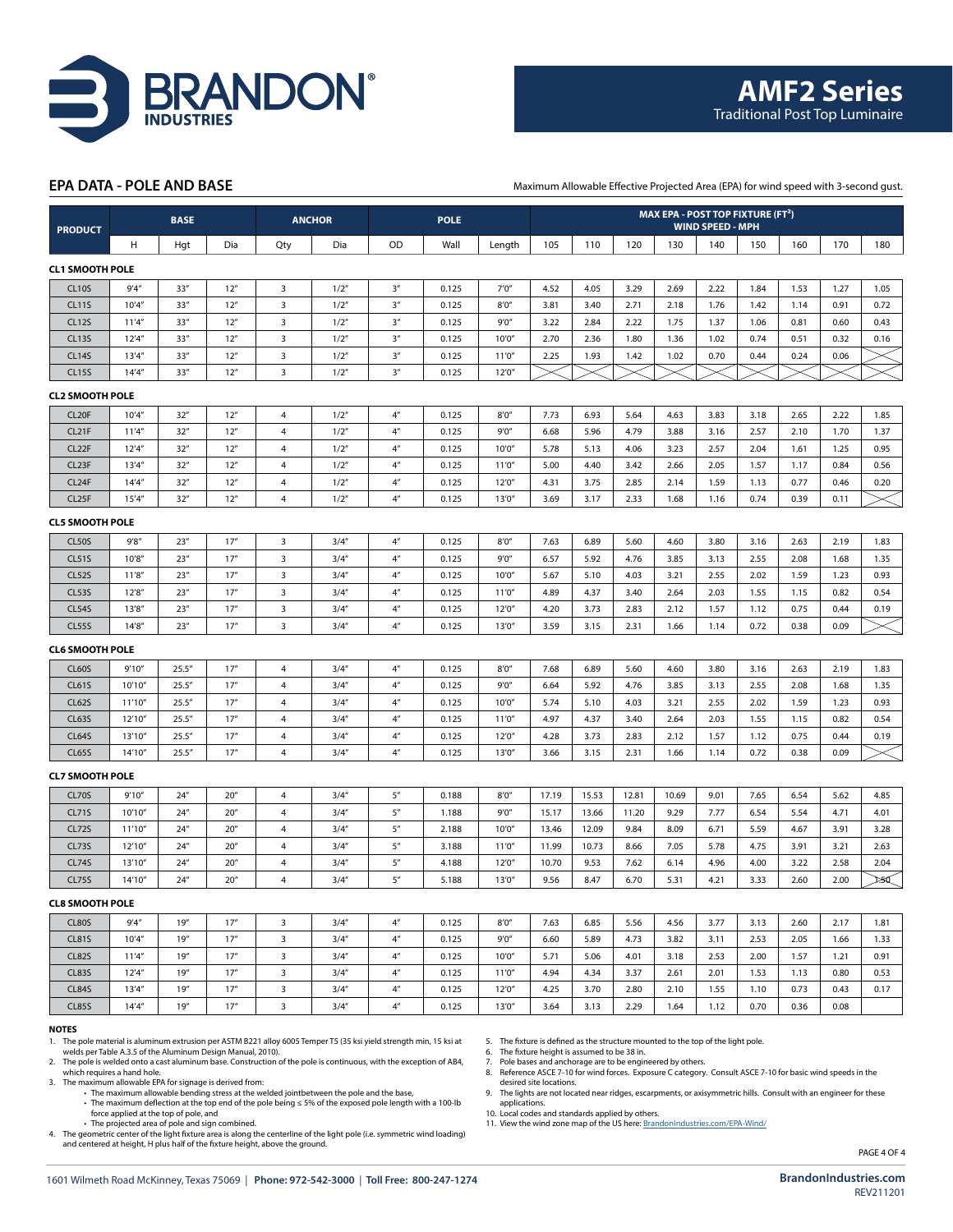# AMF2 Series

Traditional Post Top Luminaire

## EPA DATA - POLE AND BASE

Maximum Allowable Effective Projected Area (EPA) for wind speed with 3-second gust.

| PRODUCT | BASE | | | ANCHOR | | POLE | | | MAX EPA - POST TOP FIXTURE (FT²) WIND SPEED - MPH | | | | | | | | |
|---|---|---|---|---|---|---|---|---|---|---|---|---|---|---|---|---|---|
| | H | Hgt | Dia | Qty | Dia | OD | Wall | Length | 105 | 110 | 120 | 130 | 140 | 150 | 160 | 170 | 180 |
| **CL1 SMOOTH POLE** | | | | | | | | | | | | | | | | | |
| CL10S | 9'4" | 33" | 12" | 3 | 1/2" | 3" | 0.125 | 7'0" | 4.52 | 4.05 | 3.29 | 2.69 | 2.22 | 1.84 | 1.53 | 1.27 | 1.05 |
| CL11S | 10'4" | 33" | 12" | 3 | 1/2" | 3" | 0.125 | 8'0" | 3.81 | 3.40 | 2.71 | 2.18 | 1.76 | 1.42 | 1.14 | 0.91 | 0.72 |
| CL12S | 11'4" | 33" | 12" | 3 | 1/2" | 3" | 0.125 | 9'0" | 3.22 | 2.84 | 2.22 | 1.75 | 1.37 | 1.06 | 0.81 | 0.60 | 0.43 |
| CL13S | 12'4" | 33" | 12" | 3 | 1/2" | 3" | 0.125 | 10'0" | 2.70 | 2.36 | 1.80 | 1.36 | 1.02 | 0.74 | 0.51 | 0.32 | 0.16 |
| CL14S | 13'4" | 33" | 12" | 3 | 1/2" | 3" | 0.125 | 11'0" | 2.25 | 1.93 | 1.42 | 1.02 | 0.70 | 0.44 | 0.24 | 0.06 | |
| CL15S | 14'4" | 33" | 12" | 3 | 1/2" | 3" | 0.125 | 12'0" | | | | | | | | | |
| **CL2 SMOOTH POLE** | | | | | | | | | | | | | | | | | |
| CL20F | 10'4" | 32" | 12" | 4 | 1/2" | 4" | 0.125 | 8'0" | 7.73 | 6.93 | 5.64 | 4.63 | 3.83 | 3.18 | 2.65 | 2.22 | 1.85 |
| CL21F | 11'4" | 32" | 12" | 4 | 1/2" | 4" | 0.125 | 9'0" | 6.68 | 5.96 | 4.79 | 3.88 | 3.16 | 2.57 | 2.10 | 1.70 | 1.37 |
| CL22F | 12'4" | 32" | 12" | 4 | 1/2" | 4" | 0.125 | 10'0" | 5.78 | 5.13 | 4.06 | 3.23 | 2.57 | 2.04 | 1.61 | 1.25 | 0.95 |
| CL23F | 13'4" | 32" | 12" | 4 | 1/2" | 4" | 0.125 | 11'0" | 5.00 | 4.40 | 3.42 | 2.66 | 2.05 | 1.57 | 1.17 | 0.84 | 0.56 |
| CL24F | 14'4" | 32" | 12" | 4 | 1/2" | 4" | 0.125 | 12'0" | 4.31 | 3.75 | 2.85 | 2.14 | 1.59 | 1.13 | 0.77 | 0.46 | 0.20 |
| CL25F | 15'4" | 32" | 12" | 4 | 1/2" | 4" | 0.125 | 13'0" | 3.69 | 3.17 | 2.33 | 1.68 | 1.16 | 0.74 | 0.39 | 0.11 | |
| **CL5 SMOOTH POLE** | | | | | | | | | | | | | | | | | |
| CL50S | 9'8" | 23" | 17" | 3 | 3/4" | 4" | 0.125 | 8'0" | 7.63 | 6.89 | 5.60 | 4.60 | 3.80 | 3.16 | 2.63 | 2.19 | 1.83 |
| CL51S | 10'8" | 23" | 17" | 3 | 3/4" | 4" | 0.125 | 9'0" | 6.57 | 5.92 | 4.76 | 3.85 | 3.13 | 2.55 | 2.08 | 1.68 | 1.35 |
| CL52S | 11'8" | 23" | 17" | 3 | 3/4" | 4" | 0.125 | 10'0" | 5.67 | 5.10 | 4.03 | 3.21 | 2.55 | 2.02 | 1.59 | 1.23 | 0.93 |
| CL53S | 12'8" | 23" | 17" | 3 | 3/4" | 4" | 0.125 | 11'0" | 4.89 | 4.37 | 3.40 | 2.64 | 2.03 | 1.55 | 1.15 | 0.82 | 0.54 |
| CL54S | 13'8" | 23" | 17" | 3 | 3/4" | 4" | 0.125 | 12'0" | 4.20 | 3.73 | 2.83 | 2.12 | 1.57 | 1.12 | 0.75 | 0.44 | 0.19 |
| CL55S | 14'8" | 23" | 17" | 3 | 3/4" | 4" | 0.125 | 13'0" | 3.59 | 3.15 | 2.31 | 1.66 | 1.14 | 0.72 | 0.38 | 0.09 | |
| **CL6 SMOOTH POLE** | | | | | | | | | | | | | | | | | |
| CL60S | 9'10" | 25.5" | 17" | 4 | 3/4" | 4" | 0.125 | 8'0" | 7.68 | 6.89 | 5.60 | 4.60 | 3.80 | 3.16 | 2.63 | 2.19 | 1.83 |
| CL61S | 10'10" | 25.5" | 17" | 4 | 3/4" | 4" | 0.125 | 9'0" | 6.64 | 5.92 | 4.76 | 3.85 | 3.13 | 2.55 | 2.08 | 1.68 | 1.35 |
| CL62S | 11'10" | 25.5" | 17" | 4 | 3/4" | 4" | 0.125 | 10'0" | 5.74 | 5.10 | 4.03 | 3.21 | 2.55 | 2.02 | 1.59 | 1.23 | 0.93 |
| CL63S | 12'10" | 25.5" | 17" | 4 | 3/4" | 4" | 0.125 | 11'0" | 4.97 | 4.37 | 3.40 | 2.64 | 2.03 | 1.55 | 1.15 | 0.82 | 0.54 |
| CL64S | 13'10" | 25.5" | 17" | 4 | 3/4" | 4" | 0.125 | 12'0" | 4.28 | 3.73 | 2.83 | 2.12 | 1.57 | 1.12 | 0.75 | 0.44 | 0.19 |
| CL65S | 14'10" | 25.5" | 17" | 4 | 3/4" | 4" | 0.125 | 13'0" | 3.66 | 3.15 | 2.31 | 1.66 | 1.14 | 0.72 | 0.38 | 0.09 | |
| **CL7 SMOOTH POLE** | | | | | | | | | | | | | | | | | |
| CL70S | 9'10" | 24" | 20" | 4 | 3/4" | 5" | 0.188 | 8'0" | 17.19 | 15.53 | 12.81 | 10.69 | 9.01 | 7.65 | 6.54 | 5.62 | 4.85 |
| CL71S | 10'10" | 24" | 20" | 4 | 3/4" | 5" | 1.188 | 9'0" | 15.17 | 13.66 | 11.20 | 9.29 | 7.77 | 6.54 | 5.54 | 4.71 | 4.01 |
| CL72S | 11'10" | 24" | 20" | 4 | 3/4" | 5" | 2.188 | 10'0" | 13.46 | 12.09 | 9.84 | 8.09 | 6.71 | 5.59 | 4.67 | 3.91 | 3.28 |
| CL73S | 12'10" | 24" | 20" | 4 | 3/4" | 5" | 3.188 | 11'0" | 11.99 | 10.73 | 8.66 | 7.05 | 5.78 | 4.75 | 3.91 | 3.21 | 2.63 |
| CL74S | 13'10" | 24" | 20" | 4 | 3/4" | 5" | 4.188 | 12'0" | 10.70 | 9.53 | 7.62 | 6.14 | 4.96 | 4.00 | 3.22 | 2.58 | 2.04 |
| CL75S | 14'10" | 24" | 20" | 4 | 3/4" | 5" | 5.188 | 13'0" | 9.56 | 8.47 | 6.70 | 5.31 | 4.21 | 3.33 | 2.60 | 2.00 | 1.50 |
| **CL8 SMOOTH POLE** | | | | | | | | | | | | | | | | | |
| CL80S | 9'4" | 19" | 17" | 3 | 3/4" | 4" | 0.125 | 8'0" | 7.63 | 6.85 | 5.56 | 4.56 | 3.77 | 3.13 | 2.60 | 2.17 | 1.81 |
| CL81S | 10'4" | 19" | 17" | 3 | 3/4" | 4" | 0.125 | 9'0" | 6.60 | 5.89 | 4.73 | 3.82 | 3.11 | 2.53 | 2.05 | 1.66 | 1.33 |
| CL82S | 11'4" | 19" | 17" | 3 | 3/4" | 4" | 0.125 | 10'0" | 5.71 | 5.06 | 4.01 | 3.18 | 2.53 | 2.00 | 1.57 | 1.21 | 0.91 |
| CL83S | 12'4" | 19" | 17" | 3 | 3/4" | 4" | 0.125 | 11'0" | 4.94 | 4.34 | 3.37 | 2.61 | 2.01 | 1.53 | 1.13 | 0.80 | 0.53 |
| CL84S | 13'4" | 19" | 17" | 3 | 3/4" | 4" | 0.125 | 12'0" | 4.25 | 3.70 | 2.80 | 2.10 | 1.55 | 1.10 | 0.73 | 0.43 | 0.17 |
| CL85S | 14'4" | 19" | 17" | 3 | 3/4" | 4" | 0.125 | 13'0" | 3.64 | 3.13 | 2.29 | 1.64 | 1.12 | 0.70 | 0.36 | 0.08 | |

### NOTES

1. The pole material is aluminum extrusion per ASTM B221 alloy 6005 Temper T5 (35 ksi yield strength min, 15 ksi at welds per Table A.3.5 of the Aluminum Design Manual, 2010).
2. The pole is welded onto a cast aluminum base. Construction of the pole is continuous, with the exception of AB4, which requires a hand hole.
3. The maximum allowable EPA for signage is derived from:
   - The maximum allowable bending stress at the welded jointbetween the pole and the base,
   - The maximum deflection at the top end of the pole being ≤ 5% of the exposed pole length with a 100-lb force applied at the top of pole, and
   - The projected area of pole and sign combined.
4. The geometric center of the light fixture area is along the centerline of the light pole (i.e. symmetric wind loading) and centered at height, H plus half of the fixture height, above the ground.
5. The fixture is defined as the structure mounted to the top of the light pole.
6. The fixture height is assumed to be 38 in.
7. Pole bases and anchorage are to be engineered by others.
8. Reference ASCE 7-10 for wind forces. Exposure C category. Consult ASCE 7-10 for basic wind speeds in the desired site locations.
9. The lights are not located near ridges, escarpments, or axisymmetric hills. Consult with an engineer for these applications.
10. Local codes and standards applied by others.
11. View the wind zone map of the US here: BrandonIndustries.com/EPA-Wind/

1601 Wilmeth Road McKinney, Texas 75069 | **Phone: 972-542-3000** | **Toll Free: 800-247-1274**

**BrandonIndustries.com**

REV211201